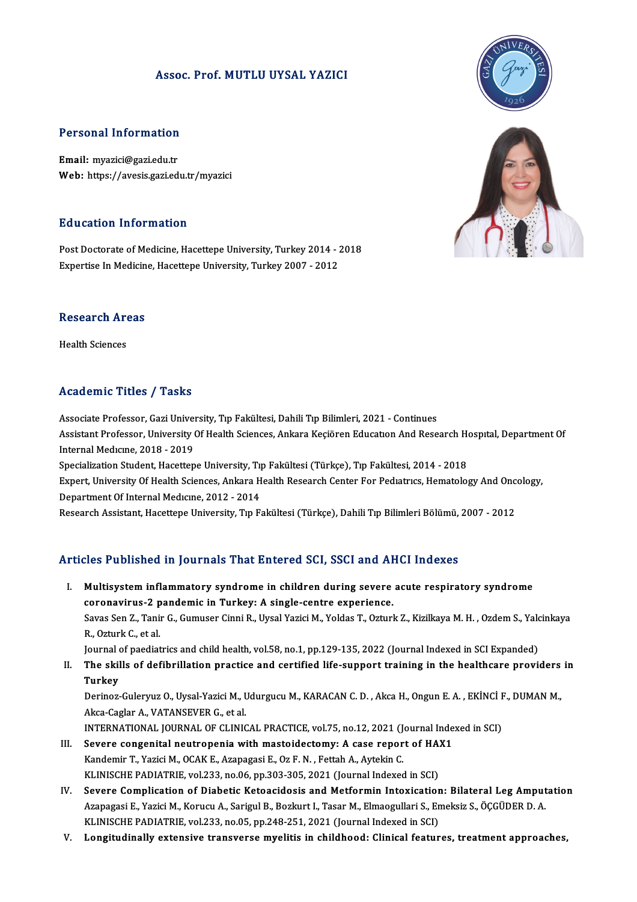# Assoc. Prof. MUTLU UYSAL YAZICI

## Personal Information

**Email:** myazici@gazi.edu.tr
**Web:** https://avesis.gazi.edu.tr/myazici

## Education Information

Post Doctorate of Medicine, Hacettepe University, Turkey 2014 - 2018
Expertise In Medicine, Hacettepe University, Turkey 2007 - 2012

## Research Areas

Health Sciences

## Academic Titles / Tasks

Associate Professor, Gazi University, Tıp Fakültesi, Dahili Tıp Bilimleri, 2021 - Continues
Assistant Professor, University Of Health Sciences, Ankara Keçiören Educatıon And Research Hospıtal, Department Of Internal Medıcıne, 2018 - 2019
Specialization Student, Hacettepe University, Tıp Fakültesi (Türkçe), Tıp Fakültesi, 2014 - 2018
Expert, University Of Health Sciences, Ankara Health Research Center For Pedıatrıcs, Hematology And Oncology, Department Of Internal Medıcıne, 2012 - 2014
Research Assistant, Hacettepe University, Tıp Fakültesi (Türkçe), Dahili Tıp Bilimleri Bölümü, 2007 - 2012

## Articles Published in Journals That Entered SCI, SSCI and AHCI Indexes

I. **Multisystem inflammatory syndrome in children during severe acute respiratory syndrome coronavirus-2 pandemic in Turkey: A single-centre experience.**
Savas Sen Z., Tanir G., Gumuser Cinni R., Uysal Yazici M., Yoldas T., Ozturk Z., Kizilkaya M. H. , Ozdem S., Yalcinkaya R., Ozturk C., et al.
Journal of paediatrics and child health, vol.58, no.1, pp.129-135, 2022 (Journal Indexed in SCI Expanded)

II. **The skills of defibrillation practice and certified life-support training in the healthcare providers in Turkey**
Derinoz-Guleryuz O., Uysal-Yazici M., Udurgucu M., KARACAN C. D. , Akca H., Ongun E. A. , EKİNCİ F., DUMAN M., Akca-Caglar A., VATANSEVER G., et al.
INTERNATIONAL JOURNAL OF CLINICAL PRACTICE, vol.75, no.12, 2021 (Journal Indexed in SCI)

III. **Severe congenital neutropenia with mastoidectomy: A case report of HAX1**
Kandemir T., Yazici M., OCAK E., Azapagasi E., Oz F. N. , Fettah A., Aytekin C.
KLINISCHE PADIATRIE, vol.233, no.06, pp.303-305, 2021 (Journal Indexed in SCI)

IV. **Severe Complication of Diabetic Ketoacidosis and Metformin Intoxication: Bilateral Leg Amputation**
Azapagasi E., Yazici M., Korucu A., Sarigul B., Bozkurt I., Tasar M., Elmaogullari S., Emeksiz S., ÖÇGÜDER D. A.
KLINISCHE PADIATRIE, vol.233, no.05, pp.248-251, 2021 (Journal Indexed in SCI)

V. **Longitudinally extensive transverse myelitis in childhood: Clinical features, treatment approaches,**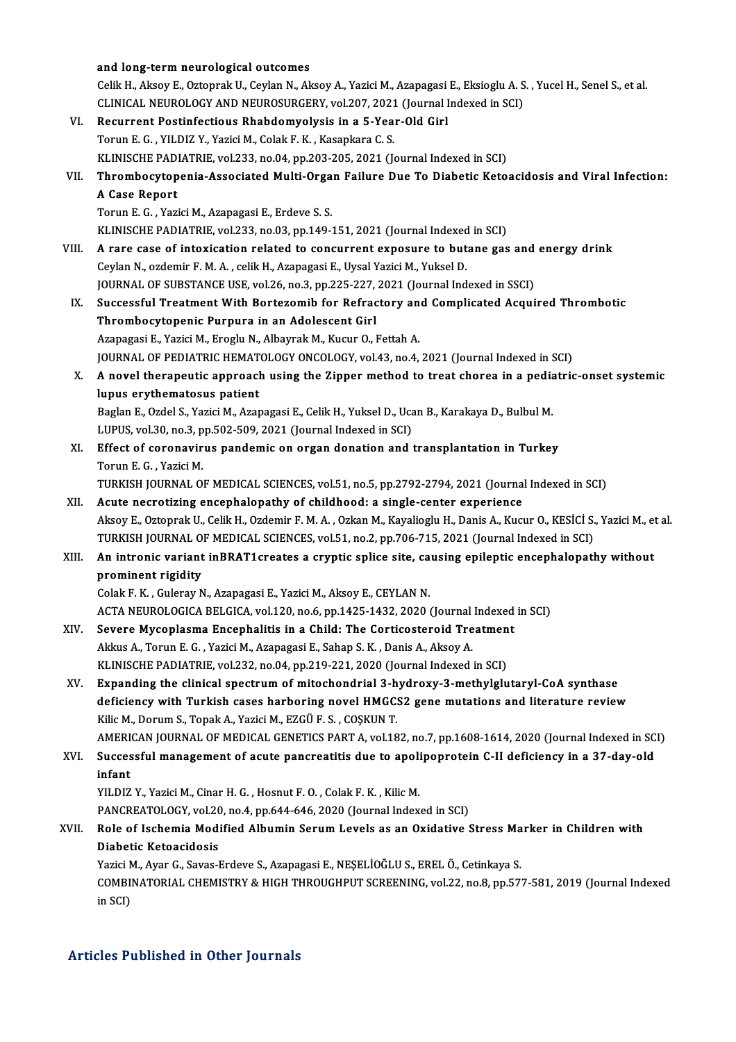and long-term neurological outcomes

Celik H., Aksoy E., Oztoprak U., Ceylan N., Aksoy A., Yazici M., Azapagasi E., Eksioglu A. S. , Yucel H., Senel S., et al.
CLINICAL NEUROLOGY AND NEUROSURGERY, vol.207, 2021 (Journal Indexed in SCI)

VI. **Recurrent Postinfectious Rhabdomyolysis in a 5-Year-Old Girl**
Torun E. G. , YILDIZ Y., Yazici M., Colak F. K. , Kasapkara C. S.
KLINISCHE PADIATRIE, vol.233, no.04, pp.203-205, 2021 (Journal Indexed in SCI)

VII. **Thrombocytopenia-Associated Multi-Organ Failure Due To Diabetic Ketoacidosis and Viral Infection: A Case Report**
Torun E. G. , Yazici M., Azapagasi E., Erdeve S. S.
KLINISCHE PADIATRIE, vol.233, no.03, pp.149-151, 2021 (Journal Indexed in SCI)

VIII. **A rare case of intoxication related to concurrent exposure to butane gas and energy drink**
Ceylan N., ozdemir F. M. A. , celik H., Azapagasi E., Uysal Yazici M., Yuksel D.
JOURNAL OF SUBSTANCE USE, vol.26, no.3, pp.225-227, 2021 (Journal Indexed in SSCI)

IX. **Successful Treatment With Bortezomib for Refractory and Complicated Acquired Thrombotic Thrombocytopenic Purpura in an Adolescent Girl**
Azapagasi E., Yazici M., Eroglu N., Albayrak M., Kucur O., Fettah A.
JOURNAL OF PEDIATRIC HEMATOLOGY ONCOLOGY, vol.43, no.4, 2021 (Journal Indexed in SCI)

X. **A novel therapeutic approach using the Zipper method to treat chorea in a pediatric-onset systemic lupus erythematosus patient**
Baglan E., Ozdel S., Yazici M., Azapagasi E., Celik H., Yuksel D., Ucan B., Karakaya D., Bulbul M.
LUPUS, vol.30, no.3, pp.502-509, 2021 (Journal Indexed in SCI)

XI. **Effect of coronavirus pandemic on organ donation and transplantation in Turkey**
Torun E. G. , Yazici M.
TURKISH JOURNAL OF MEDICAL SCIENCES, vol.51, no.5, pp.2792-2794, 2021 (Journal Indexed in SCI)

XII. **Acute necrotizing encephalopathy of childhood: a single-center experience**
Aksoy E., Oztoprak U., Celik H., Ozdemir F. M. A. , Ozkan M., Kayalioglu H., Danis A., Kucur O., KESİCİ S., Yazici M., et al.
TURKISH JOURNAL OF MEDICAL SCIENCES, vol.51, no.2, pp.706-715, 2021 (Journal Indexed in SCI)

XIII. **An intronic variant inBRAT1creates a cryptic splice site, causing epileptic encephalopathy without prominent rigidity**
Colak F. K. , Guleray N., Azapagasi E., Yazici M., Aksoy E., CEYLAN N.
ACTA NEUROLOGICA BELGICA, vol.120, no.6, pp.1425-1432, 2020 (Journal Indexed in SCI)

XIV. **Severe Mycoplasma Encephalitis in a Child: The Corticosteroid Treatment**
Akkus A., Torun E. G. , Yazici M., Azapagasi E., Sahap S. K. , Danis A., Aksoy A.
KLINISCHE PADIATRIE, vol.232, no.04, pp.219-221, 2020 (Journal Indexed in SCI)

XV. **Expanding the clinical spectrum of mitochondrial 3-hydroxy-3-methylglutaryl-CoA synthase deficiency with Turkish cases harboring novel HMGCS2 gene mutations and literature review**
Kilic M., Dorum S., Topak A., Yazici M., EZGÜ F. S. , COŞKUN T.
AMERICAN JOURNAL OF MEDICAL GENETICS PART A, vol.182, no.7, pp.1608-1614, 2020 (Journal Indexed in SCI)

XVI. **Successful management of acute pancreatitis due to apolipoprotein C-II deficiency in a 37-day-old infant**
YILDIZ Y., Yazici M., Cinar H. G. , Hosnut F. O. , Colak F. K. , Kilic M.
PANCREATOLOGY, vol.20, no.4, pp.644-646, 2020 (Journal Indexed in SCI)

XVII. **Role of Ischemia Modified Albumin Serum Levels as an Oxidative Stress Marker in Children with Diabetic Ketoacidosis**
Yazici M., Ayar G., Savas-Erdeve S., Azapagasi E., NEŞELİOĞLU S., EREL Ö., Cetinkaya S.
COMBINATORIAL CHEMISTRY & HIGH THROUGHPUT SCREENING, vol.22, no.8, pp.577-581, 2019 (Journal Indexed in SCI)

## Articles Published in Other Journals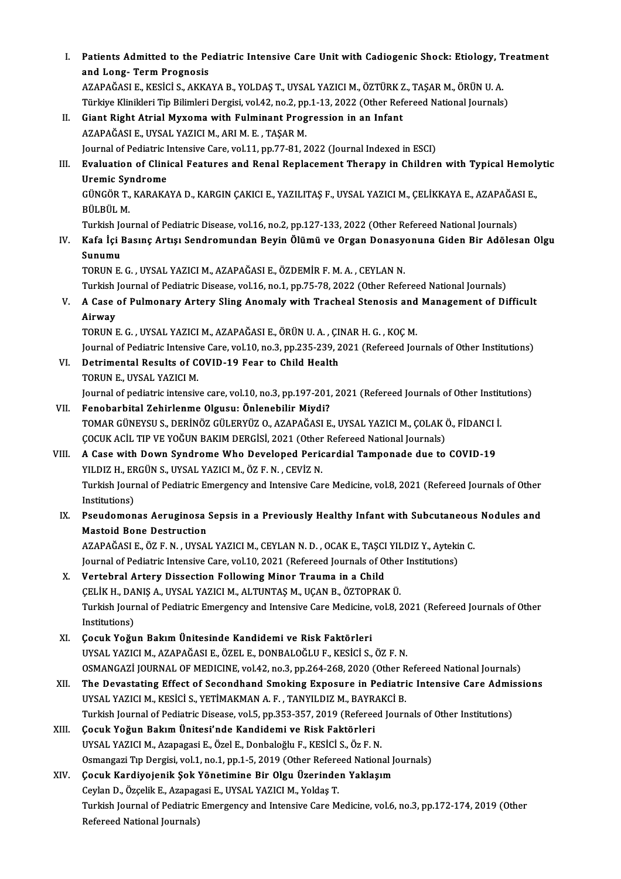I. **Patients Admitted to the Pediatric Intensive Care Unit with Cadiogenic Shock: Etiology, Treatment and Long- Term Prognosis**
AZAPAĞASI E., KESİCİ S., AKKAYA B., YOLDAŞ T., UYSAL YAZICI M., ÖZTÜRK Z., TAŞAR M., ÖRÜN U. A.
Türkiye Klinikleri Tip Bilimleri Dergisi, vol.42, no.2, pp.1-13, 2022 (Other Refereed National Journals)

II. **Giant Right Atrial Myxoma with Fulminant Progression in an Infant**
AZAPAĞASI E., UYSAL YAZICI M., ARI M. E. , TAŞAR M.
Journal of Pediatric Intensive Care, vol.11, pp.77-81, 2022 (Journal Indexed in ESCI)

III. **Evaluation of Clinical Features and Renal Replacement Therapy in Children with Typical Hemolytic Uremic Syndrome**
GÜNGÖR T., KARAKAYA D., KARGIN ÇAKICI E., YAZILITAŞ F., UYSAL YAZICI M., ÇELİKKAYA E., AZAPAĞASI E., BÜLBÜL M.
Turkish Journal of Pediatric Disease, vol.16, no.2, pp.127-133, 2022 (Other Refereed National Journals)

IV. **Kafa İçi Basınç Artışı Sendromundan Beyin Ölümü ve Organ Donasyonuna Giden Bir Adölesan Olgu Sunumu**
TORUN E. G. , UYSAL YAZICI M., AZAPAĞASI E., ÖZDEMİR F. M. A. , CEYLAN N.
Turkish Journal of Pediatric Disease, vol.16, no.1, pp.75-78, 2022 (Other Refereed National Journals)

V. **A Case of Pulmonary Artery Sling Anomaly with Tracheal Stenosis and Management of Difficult Airway**
TORUN E. G. , UYSAL YAZICI M., AZAPAĞASI E., ÖRÜN U. A. , ÇINAR H. G. , KOÇ M.
Journal of Pediatric Intensive Care, vol.10, no.3, pp.235-239, 2021 (Refereed Journals of Other Institutions)

VI. **Detrimental Results of COVID-19 Fear to Child Health**
TORUN E., UYSAL YAZICI M.
Journal of pediatric intensive care, vol.10, no.3, pp.197-201, 2021 (Refereed Journals of Other Institutions)

VII. **Fenobarbital Zehirlenme Olgusu: Önlenebilir Miydi?**
TOMAR GÜNEYSU S., DERİNÖZ GÜLERYÜZ O., AZAPAĞASI E., UYSAL YAZICI M., ÇOLAK Ö., FİDANCI İ.
ÇOCUK ACİL TIP VE YOĞUN BAKIM DERGİSİ, 2021 (Other Refereed National Journals)

VIII. **A Case with Down Syndrome Who Developed Pericardial Tamponade due to COVID-19**
YILDIZ H., ERGÜN S., UYSAL YAZICI M., ÖZ F. N. , CEVİZ N.
Turkish Journal of Pediatric Emergency and Intensive Care Medicine, vol.8, 2021 (Refereed Journals of Other Institutions)

IX. **Pseudomonas Aeruginosa Sepsis in a Previously Healthy Infant with Subcutaneous Nodules and Mastoid Bone Destruction**
AZAPAĞASI E., ÖZ F. N. , UYSAL YAZICI M., CEYLAN N. D. , OCAK E., TAŞCI YILDIZ Y., Aytekin C.
Journal of Pediatric Intensive Care, vol.10, 2021 (Refereed Journals of Other Institutions)

X. **Vertebral Artery Dissection Following Minor Trauma in a Child**
ÇELİK H., DANIŞ A., UYSAL YAZICI M., ALTUNTAŞ M., UÇAN B., ÖZTOPRAK Ü.
Turkish Journal of Pediatric Emergency and Intensive Care Medicine, vol.8, 2021 (Refereed Journals of Other Institutions)

XI. **Çocuk Yoğun Bakım Ünitesinde Kandidemi ve Risk Faktörleri**
UYSAL YAZICI M., AZAPAĞASI E., ÖZEL E., DONBALOĞLU F., KESİCİ S., ÖZ F. N.
OSMANGAZİ JOURNAL OF MEDICINE, vol.42, no.3, pp.264-268, 2020 (Other Refereed National Journals)

XII. **The Devastating Effect of Secondhand Smoking Exposure in Pediatric Intensive Care Admissions**
UYSAL YAZICI M., KESİCİ S., YETİMAKMAN A. F. , TANYILDIZ M., BAYRAKCİ B.
Turkish Journal of Pediatric Disease, vol.5, pp.353-357, 2019 (Refereed Journals of Other Institutions)

XIII. **Çocuk Yoğun Bakım Ünitesi'nde Kandidemi ve Risk Faktörleri**
UYSAL YAZICI M., Azapagasi E., Özel E., Donbaloğlu F., KESİCİ S., Öz F. N.
Osmangazi Tıp Dergisi, vol.1, no.1, pp.1-5, 2019 (Other Refereed National Journals)

XIV. **Çocuk Kardiyojenik Şok Yönetimine Bir Olgu Üzerinden Yaklaşım**
Ceylan D., Özçelik E., Azapagasi E., UYSAL YAZICI M., Yoldaş T.
Turkish Journal of Pediatric Emergency and Intensive Care Medicine, vol.6, no.3, pp.172-174, 2019 (Other Refereed National Journals)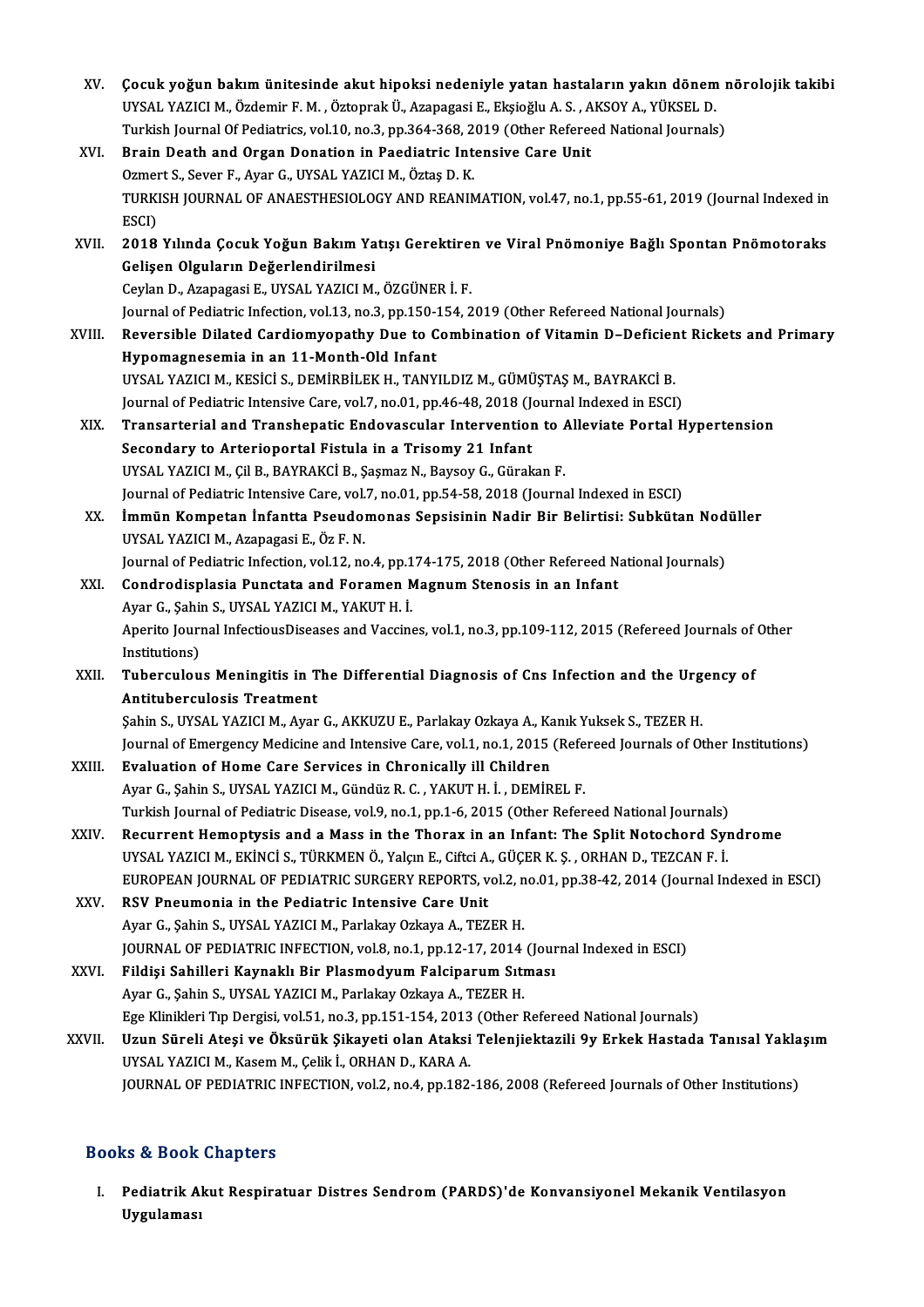XV. **Çocuk yoğun bakım ünitesinde akut hipoksi nedeniyle yatan hastaların yakın dönem nörolojik takibi**
UYSAL YAZICI M., Özdemir F. M. , Öztoprak Ü., Azapagasi E., Ekşioğlu A. S. , AKSOY A., YÜKSEL D.
Turkish Journal Of Pediatrics, vol.10, no.3, pp.364-368, 2019 (Other Refereed National Journals)

XVI. **Brain Death and Organ Donation in Paediatric Intensive Care Unit**
Ozmert S., Sever F., Ayar G., UYSAL YAZICI M., Öztaş D. K.
TURKISH JOURNAL OF ANAESTHESIOLOGY AND REANIMATION, vol.47, no.1, pp.55-61, 2019 (Journal Indexed in ESCI)

XVII. **2018 Yılında Çocuk Yoğun Bakım Yatışı Gerektiren ve Viral Pnömoniye Bağlı Spontan Pnömotoraks Gelişen Olguların Değerlendirilmesi**
Ceylan D., Azapagasi E., UYSAL YAZICI M., ÖZGÜNER İ. F.
Journal of Pediatric Infection, vol.13, no.3, pp.150-154, 2019 (Other Refereed National Journals)

XVIII. **Reversible Dilated Cardiomyopathy Due to Combination of Vitamin D–Deficient Rickets and Primary Hypomagnesemia in an 11-Month-Old Infant**
UYSAL YAZICI M., KESİCİ S., DEMİRBİLEK H., TANYILDIZ M., GÜMÜŞTAŞ M., BAYRAKCİ B.
Journal of Pediatric Intensive Care, vol.7, no.01, pp.46-48, 2018 (Journal Indexed in ESCI)

XIX. **Transarterial and Transhepatic Endovascular Intervention to Alleviate Portal Hypertension Secondary to Arterioportal Fistula in a Trisomy 21 Infant**
UYSAL YAZICI M., Çil B., BAYRAKCİ B., Şaşmaz N., Baysoy G., Gürakan F.
Journal of Pediatric Intensive Care, vol.7, no.01, pp.54-58, 2018 (Journal Indexed in ESCI)

XX. **İmmün Kompetan İnfantta Pseudomonas Sepsisinin Nadir Bir Belirtisi: Subkütan Nodüller**
UYSAL YAZICI M., Azapagasi E., Öz F. N.
Journal of Pediatric Infection, vol.12, no.4, pp.174-175, 2018 (Other Refereed National Journals)

XXI. **Condrodisplasia Punctata and Foramen Magnum Stenosis in an Infant**
Ayar G., Şahin S., UYSAL YAZICI M., YAKUT H. İ.
Aperito Journal InfectiousDiseases and Vaccines, vol.1, no.3, pp.109-112, 2015 (Refereed Journals of Other Institutions)

XXII. **Tuberculous Meningitis in The Differential Diagnosis of Cns Infection and the Urgency of Antituberculosis Treatment**
Şahin S., UYSAL YAZICI M., Ayar G., AKKUZU E., Parlakay Ozkaya A., Kanık Yuksek S., TEZER H.
Journal of Emergency Medicine and Intensive Care, vol.1, no.1, 2015 (Refereed Journals of Other Institutions)

XXIII. **Evaluation of Home Care Services in Chronically ill Children**
Ayar G., Şahin S., UYSAL YAZICI M., Gündüz R. C. , YAKUT H. İ. , DEMİREL F.
Turkish Journal of Pediatric Disease, vol.9, no.1, pp.1-6, 2015 (Other Refereed National Journals)

XXIV. **Recurrent Hemoptysis and a Mass in the Thorax in an Infant: The Split Notochord Syndrome**
UYSAL YAZICI M., EKİNCİ S., TÜRKMEN Ö., Yalçın E., Ciftci A., GÜÇER K. Ş. , ORHAN D., TEZCAN F. İ.
EUROPEAN JOURNAL OF PEDIATRIC SURGERY REPORTS, vol.2, no.01, pp.38-42, 2014 (Journal Indexed in ESCI)

XXV. **RSV Pneumonia in the Pediatric Intensive Care Unit**
Ayar G., Şahin S., UYSAL YAZICI M., Parlakay Ozkaya A., TEZER H.
JOURNAL OF PEDIATRIC INFECTION, vol.8, no.1, pp.12-17, 2014 (Journal Indexed in ESCI)

XXVI. **Fildişi Sahilleri Kaynaklı Bir Plasmodyum Falciparum Sıtması**
Ayar G., Şahin S., UYSAL YAZICI M., Parlakay Ozkaya A., TEZER H.
Ege Klinikleri Tıp Dergisi, vol.51, no.3, pp.151-154, 2013 (Other Refereed National Journals)

XXVII. **Uzun Süreli Ateşi ve Öksürük Şikayeti olan Ataksi Telenjiektazili 9y Erkek Hastada Tanısal Yaklaşım**
UYSAL YAZICI M., Kasem M., Çelik İ., ORHAN D., KARA A.
JOURNAL OF PEDIATRIC INFECTION, vol.2, no.4, pp.182-186, 2008 (Refereed Journals of Other Institutions)

## Books & Book Chapters

I. **Pediatrik Akut Respiratuar Distres Sendrom (PARDS)'de Konvansiyonel Mekanik Ventilasyon Uygulaması**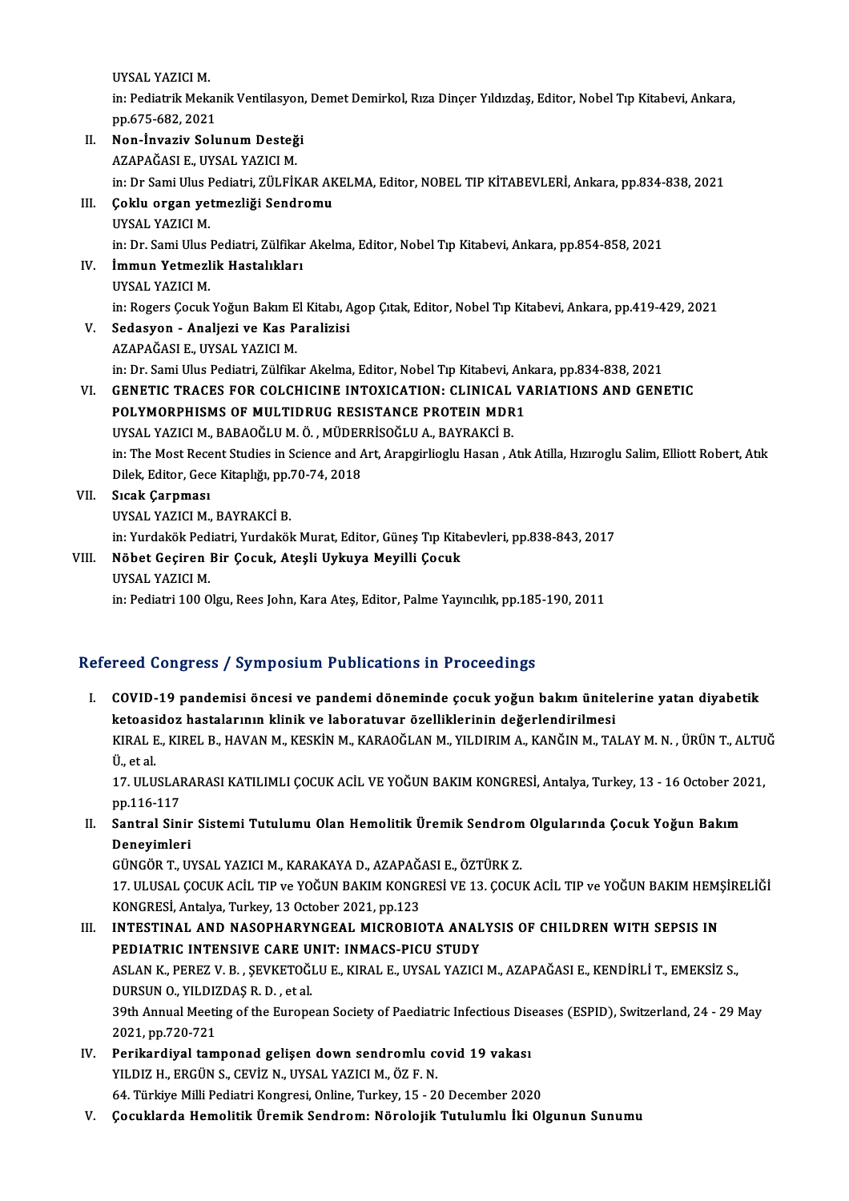UYSAL YAZICI M.
in: Pediatrik Mekanik Ventilasyon, Demet Demirkol, Rıza Dinçer Yıldızdaş, Editor, Nobel Tıp Kitabevi, Ankara, pp.675-682, 2021

II. **Non-İnvaziv Solunum Desteği**
AZAPAĞASI E., UYSAL YAZICI M.
in: Dr Sami Ulus Pediatri, ZÜLFİKAR AKELMA, Editor, NOBEL TIP KİTABEVLERİ, Ankara, pp.834-838, 2021

III. **Çoklu organ yetmezliği Sendromu**
UYSAL YAZICI M.
in: Dr. Sami Ulus Pediatri, Zülfikar Akelma, Editor, Nobel Tıp Kitabevi, Ankara, pp.854-858, 2021

IV. **İmmun Yetmezlik Hastalıkları**
UYSAL YAZICI M.
in: Rogers Çocuk Yoğun Bakım El Kitabı, Agop Çıtak, Editor, Nobel Tıp Kitabevi, Ankara, pp.419-429, 2021

V. **Sedasyon - Analjezi ve Kas Paralizisi**
AZAPAĞASI E., UYSAL YAZICI M.
in: Dr. Sami Ulus Pediatri, Zülfikar Akelma, Editor, Nobel Tıp Kitabevi, Ankara, pp.834-838, 2021

VI. **GENETIC TRACES FOR COLCHICINE INTOXICATION: CLINICAL VARIATIONS AND GENETIC POLYMORPHISMS OF MULTIDRUG RESISTANCE PROTEIN MDR1**
UYSAL YAZICI M., BABAOĞLU M. Ö. , MÜDERRİSOĞLU A., BAYRAKCİ B.
in: The Most Recent Studies in Science and Art, Arapgirlioglu Hasan , Atık Atilla, Hızıroglu Salim, Elliott Robert, Atık Dilek, Editor, Gece Kitaplığı, pp.70-74, 2018

VII. **Sıcak Çarpması**
UYSAL YAZICI M., BAYRAKCİ B.
in: Yurdakök Pediatri, Yurdakök Murat, Editor, Güneş Tıp Kitabevleri, pp.838-843, 2017

VIII. **Nöbet Geçiren Bir Çocuk, Ateşli Uykuya Meyilli Çocuk**
UYSAL YAZICI M.
in: Pediatri 100 Olgu, Rees John, Kara Ateş, Editor, Palme Yayıncılık, pp.185-190, 2011

## Refereed Congress / Symposium Publications in Proceedings

I. **COVID-19 pandemisi öncesi ve pandemi döneminde çocuk yoğun bakım ünitelerine yatan diyabetik ketoasidoz hastalarının klinik ve laboratuvar özelliklerinin değerlendirilmesi**
KIRAL E., KIREL B., HAVAN M., KESKİN M., KARAOĞLAN M., YILDIRIM A., KANĞIN M., TALAY M. N. , ÜRÜN T., ALTUĞ Ü., et al.
17. ULUSLARARASI KATILIMLI ÇOCUK ACİL VE YOĞUN BAKIM KONGRESİ, Antalya, Turkey, 13 - 16 October 2021, pp.116-117

II. **Santral Sinir Sistemi Tutulumu Olan Hemolitik Üremik Sendrom Olgularında Çocuk Yoğun Bakım Deneyimleri**
GÜNGÖR T., UYSAL YAZICI M., KARAKAYA D., AZAPAĞASI E., ÖZTÜRK Z.
17. ULUSAL ÇOCUK ACİL TIP ve YOĞUN BAKIM KONGRESİ VE 13. ÇOCUK ACİL TIP ve YOĞUN BAKIM HEMŞİRELİĞİ KONGRESİ, Antalya, Turkey, 13 October 2021, pp.123

III. **INTESTINAL AND NASOPHARYNGEAL MICROBIOTA ANALYSIS OF CHILDREN WITH SEPSIS IN PEDIATRIC INTENSIVE CARE UNIT: INMACS-PICU STUDY**
ASLAN K., PEREZ V. B. , ŞEVKETOĞLU E., KIRAL E., UYSAL YAZICI M., AZAPAĞASI E., KENDİRLİ T., EMEKSİZ S., DURSUN O., YILDIZDAŞ R. D. , et al.
39th Annual Meeting of the European Society of Paediatric Infectious Diseases (ESPID), Switzerland, 24 - 29 May 2021, pp.720-721

IV. **Perikardiyal tamponad gelişen down sendromlu covid 19 vakası**
YILDIZ H., ERGÜN S., CEVİZ N., UYSAL YAZICI M., ÖZ F. N.
64. Türkiye Milli Pediatri Kongresi, Online, Turkey, 15 - 20 December 2020

V. **Çocuklarda Hemolitik Üremik Sendrom: Nörolojik Tutulumlu İki Olgunun Sunumu**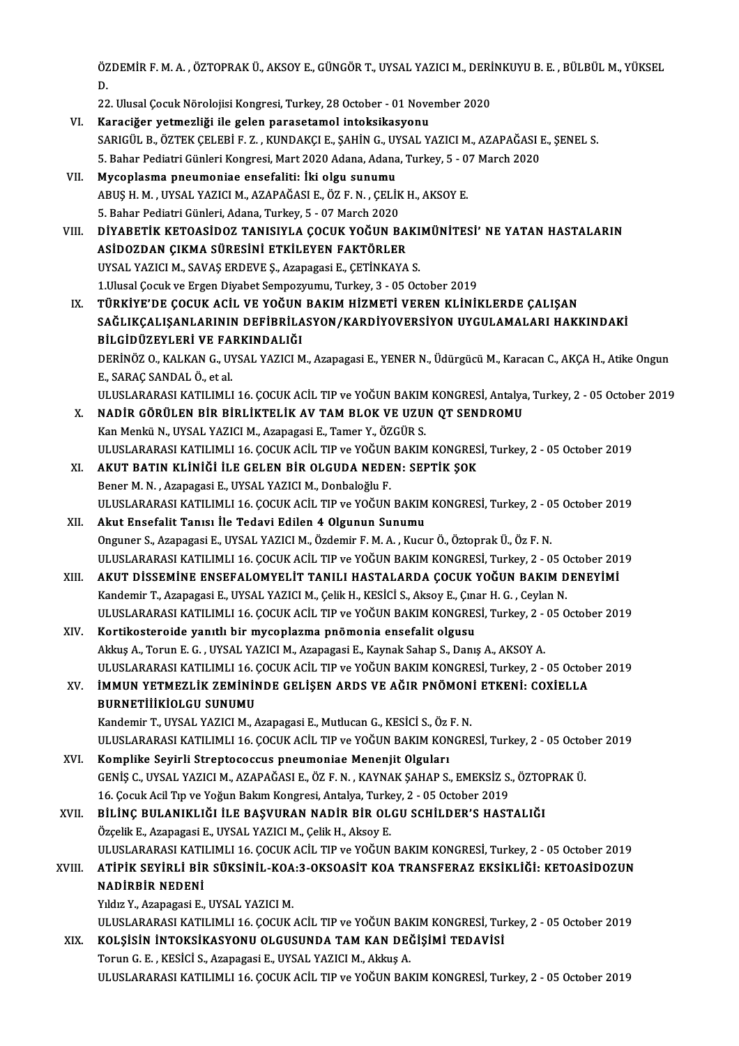ÖZDEMİR F. M. A. , ÖZTOPRAK Ü., AKSOY E., GÜNGÖR T., UYSAL YAZICI M., DERİNKUYU B. E. , BÜLBÜL M., YÜKSEL D.

22. Ulusal Çocuk Nörolojisi Kongresi, Turkey, 28 October - 01 November 2020

VI. **Karaciğer yetmezliği ile gelen parasetamol intoksikasyonu**
SARIGÜL B., ÖZTEK ÇELEBİ F. Z. , KUNDAKÇI E., ŞAHİN G., UYSAL YAZICI M., AZAPAĞASI E., ŞENEL S.
5. Bahar Pediatri Günleri Kongresi, Mart 2020 Adana, Adana, Turkey, 5 - 07 March 2020

VII. **Mycoplasma pneumoniae ensefaliti: İki olgu sunumu**
ABUŞ H. M. , UYSAL YAZICI M., AZAPAĞASI E., ÖZ F. N. , ÇELİK H., AKSOY E.
5. Bahar Pediatri Günleri, Adana, Turkey, 5 - 07 March 2020

VIII. **DİYABETİK KETOASİDOZ TANISIYLA ÇOCUK YOĞUN BAKIMÜNİTESİ' NE YATAN HASTALARIN ASİDOZDAN ÇIKMA SÜRESİNİ ETKİLEYEN FAKTÖRLER**
UYSAL YAZICI M., SAVAŞ ERDEVE Ş., Azapagasi E., ÇETİNKAYA S.
1.Ulusal Çocuk ve Ergen Diyabet Sempozyumu, Turkey, 3 - 05 October 2019

IX. **TÜRKİYE'DE ÇOCUK ACİL VE YOĞUN BAKIM HİZMETİ VEREN KLİNİKLERDE ÇALIŞAN SAĞLIKÇALIŞANLARININ DEFİBRİLASYON/KARDİYOVERSİYON UYGULAMALARI HAKKINDAKİ BİLGİDÜZEYLERİ VE FARKINDALIĞI**
DERİNÖZ O., KALKAN G., UYSAL YAZICI M., Azapagasi E., YENER N., Üdürgücü M., Karacan C., AKÇA H., Atike Ongun E., SARAÇ SANDAL Ö., et al.
ULUSLARARASI KATILIMLI 16. ÇOCUK ACİL TIP ve YOĞUN BAKIM KONGRESİ, Antalya, Turkey, 2 - 05 October 2019

X. **NADİR GÖRÜLEN BİR BİRLİKTELİK AV TAM BLOK VE UZUN QT SENDROMU**
Kan Menkü N., UYSAL YAZICI M., Azapagasi E., Tamer Y., ÖZGÜR S.
ULUSLARARASI KATILIMLI 16. ÇOCUK ACİL TIP ve YOĞUN BAKIM KONGRESİ, Turkey, 2 - 05 October 2019

XI. **AKUT BATIN KLİNİĞİ İLE GELEN BİR OLGUDA NEDEN: SEPTİK ŞOK**
Bener M. N. , Azapagasi E., UYSAL YAZICI M., Donbaloğlu F.
ULUSLARARASI KATILIMLI 16. ÇOCUK ACİL TIP ve YOĞUN BAKIM KONGRESİ, Turkey, 2 - 05 October 2019

XII. **Akut Ensefalit Tanısı İle Tedavi Edilen 4 Olgunun Sunumu**
Onguner S., Azapagasi E., UYSAL YAZICI M., Özdemir F. M. A. , Kucur Ö., Öztoprak Ü., Öz F. N.
ULUSLARARASI KATILIMLI 16. ÇOCUK ACİL TIP ve YOĞUN BAKIM KONGRESİ, Turkey, 2 - 05 October 2019

XIII. **AKUT DİSSEMİNE ENSEFALOMYELİT TANILI HASTALARDA ÇOCUK YOĞUN BAKIM DENEYİMİ**
Kandemir T., Azapagasi E., UYSAL YAZICI M., Çelik H., KESİCİ S., Aksoy E., Çınar H. G. , Ceylan N.
ULUSLARARASI KATILIMLI 16. ÇOCUK ACİL TIP ve YOĞUN BAKIM KONGRESİ, Turkey, 2 - 05 October 2019

XIV. **Kortikosteroide yanıtlı bir mycoplazma pnömonia ensefalit olgusu**
Akkuş A., Torun E. G. , UYSAL YAZICI M., Azapagasi E., Kaynak Sahap S., Danış A., AKSOY A.
ULUSLARARASI KATILIMLI 16. ÇOCUK ACİL TIP ve YOĞUN BAKIM KONGRESİ, Turkey, 2 - 05 October 2019

XV. **İMMUN YETMEZLİK ZEMİNİNDE GELİŞEN ARDS VE AĞIR PNÖMONİ ETKENİ: COXİELLA BURNETİİİKİOLGU SUNUMU**
Kandemir T., UYSAL YAZICI M., Azapagasi E., Mutlucan G., KESİCİ S., Öz F. N.
ULUSLARARASI KATILIMLI 16. ÇOCUK ACİL TIP ve YOĞUN BAKIM KONGRESİ, Turkey, 2 - 05 October 2019

XVI. **Komplike Seyirli Streptococcus pneumoniae Menenjit Olguları**
GENİŞ C., UYSAL YAZICI M., AZAPAĞASI E., ÖZ F. N. , KAYNAK ŞAHAP S., EMEKSİZ S., ÖZTOPRAK Ü.
16. Çocuk Acil Tıp ve Yoğun Bakım Kongresi, Antalya, Turkey, 2 - 05 October 2019

XVII. **BİLİNÇ BULANIKLIĞI İLE BAŞVURAN NADİR BİR OLGU SCHİLDER'S HASTALIĞI**
Özçelik E., Azapagasi E., UYSAL YAZICI M., Çelik H., Aksoy E.
ULUSLARARASI KATILIMLI 16. ÇOCUK ACİL TIP ve YOĞUN BAKIM KONGRESİ, Turkey, 2 - 05 October 2019

XVIII. **ATİPİK SEYİRLİ BİR SÜKSİNİL-KOA:3-OKSOASİT KOA TRANSFERAZ EKSİKLİĞİ: KETOASİDOZUN NADİRBİR NEDENİ**
Yıldız Y., Azapagasi E., UYSAL YAZICI M.
ULUSLARARASI KATILIMLI 16. ÇOCUK ACİL TIP ve YOĞUN BAKIM KONGRESİ, Turkey, 2 - 05 October 2019

XIX. **KOLŞİSİN İNTOKSİKASYONU OLGUSUNDA TAM KAN DEĞİŞİMİ TEDAVİSİ**
Torun G. E. , KESİCİ S., Azapagasi E., UYSAL YAZICI M., Akkuş A.
ULUSLARARASI KATILIMLI 16. ÇOCUK ACİL TIP ve YOĞUN BAKIM KONGRESİ, Turkey, 2 - 05 October 2019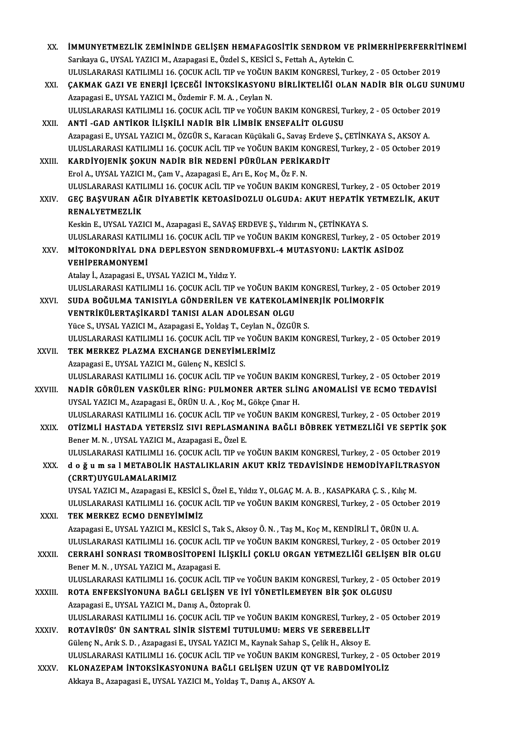XX. **İMMUNYETMEZLİK ZEMİNİNDE GELİŞEN HEMAFAGOSİTİK SENDROM VE PRİMERHİPERFERRİTİNEMİ**
Sarıkaya G., UYSAL YAZICI M., Azapagasi E., Özdel S., KESİCİ S., Fettah A., Aytekin C.
ULUSLARARASI KATILIMLI 16. ÇOCUK ACİL TIP ve YOĞUN BAKIM KONGRESİ, Turkey, 2 - 05 October 2019

XXI. **ÇAKMAK GAZI VE ENERJİ İÇECEĞİ İNTOKSİKASYONU BİRLİKTELİĞİ OLAN NADİR BİR OLGU SUNUMU**
Azapagasi E., UYSAL YAZICI M., Özdemir F. M. A. , Ceylan N.
ULUSLARARASI KATILIMLI 16. ÇOCUK ACİL TIP ve YOĞUN BAKIM KONGRESİ, Turkey, 2 - 05 October 2019

XXII. **ANTİ -GAD ANTİKOR İLİŞKİLİ NADİR BİR LİMBİK ENSEFALİT OLGUSU**
Azapagasi E., UYSAL YAZICI M., ÖZGÜR S., Karacan Küçükali G., Savaş Erdeve Ş., ÇETİNKAYA S., AKSOY A.
ULUSLARARASI KATILIMLI 16. ÇOCUK ACİL TIP ve YOĞUN BAKIM KONGRESİ, Turkey, 2 - 05 October 2019

XXIII. **KARDİYOJENİK ŞOKUN NADİR BİR NEDENİ PÜRÜLAN PERİKARDİT**
Erol A., UYSAL YAZICI M., Çam V., Azapagasi E., Arı E., Koç M., Öz F. N.
ULUSLARARASI KATILIMLI 16. ÇOCUK ACİL TIP ve YOĞUN BAKIM KONGRESİ, Turkey, 2 - 05 October 2019

XXIV. **GEÇ BAŞVURAN AĞIR DİYABETİK KETOASİDOZLU OLGUDA: AKUT HEPATİK YETMEZLİK, AKUT RENALYETMEZLİK**
Keskin E., UYSAL YAZICI M., Azapagasi E., SAVAŞ ERDEVE Ş., Yıldırım N., ÇETİNKAYA S.
ULUSLARARASI KATILIMLI 16. ÇOCUK ACİL TIP ve YOĞUN BAKIM KONGRESİ, Turkey, 2 - 05 October 2019

XXV. **MİTOKONDRİYAL DNA DEPLESYON SENDROMUFBXL-4 MUTASYONU: LAKTİK ASİDOZ VEHİPERAMONYEMİ**
Atalay İ., Azapagasi E., UYSAL YAZICI M., Yıldız Y.
ULUSLARARASI KATILIMLI 16. ÇOCUK ACİL TIP ve YOĞUN BAKIM KONGRESİ, Turkey, 2 - 05 October 2019

XXVI. **SUDA BOĞULMA TANISIYLA GÖNDERİLEN VE KATEKOLAMİNERJİK POLİMORFİK VENTRİKÜLERTAŞİKARDİ TANISI ALAN ADOLESAN OLGU**
Yüce S., UYSAL YAZICI M., Azapagasi E., Yoldaş T., Ceylan N., ÖZGÜR S.
ULUSLARARASI KATILIMLI 16. ÇOCUK ACİL TIP ve YOĞUN BAKIM KONGRESİ, Turkey, 2 - 05 October 2019

XXVII. **TEK MERKEZ PLAZMA EXCHANGE DENEYİMLERİMİZ**
Azapagasi E., UYSAL YAZICI M., Gülenç N., KESİCİ S.
ULUSLARARASI KATILIMLI 16. ÇOCUK ACİL TIP ve YOĞUN BAKIM KONGRESİ, Turkey, 2 - 05 October 2019

XXVIII. **NADİR GÖRÜLEN VASKÜLER RİNG: PULMONER ARTER SLİNG ANOMALİSİ VE ECMO TEDAVİSİ**
UYSAL YAZICI M., Azapagasi E., ÖRÜN U. A. , Koç M., Gökçe Çınar H.
ULUSLARARASI KATILIMLI 16. ÇOCUK ACİL TIP ve YOĞUN BAKIM KONGRESİ, Turkey, 2 - 05 October 2019

XXIX. **OTİZMLİ HASTADA YETERSİZ SIVI REPLASMANINA BAĞLI BÖBREK YETMEZLİĞİ VE SEPTİK ŞOK**
Bener M. N. , UYSAL YAZICI M., Azapagasi E., Özel E.
ULUSLARARASI KATILIMLI 16. ÇOCUK ACİL TIP ve YOĞUN BAKIM KONGRESİ, Turkey, 2 - 05 October 2019

XXX. **d o ğ u m sa l METABOLİK HASTALIKLARIN AKUT KRİZ TEDAVİSİNDE HEMODİYAFİLTRASYON (CRRT)UYGULAMALARIMIZ**
UYSAL YAZICI M., Azapagasi E., KESİCİ S., Özel E., Yıldız Y., OLGAÇ M. A. B. , KASAPKARA Ç. S. , Kılıç M.
ULUSLARARASI KATILIMLI 16. ÇOCUK ACİL TIP ve YOĞUN BAKIM KONGRESİ, Turkey, 2 - 05 October 2019

XXXI. **TEK MERKEZ ECMO DENEYİMİMİZ**
Azapagasi E., UYSAL YAZICI M., KESİCİ S., Tak S., Aksoy Ö. N. , Taş M., Koç M., KENDİRLİ T., ÖRÜN U. A.
ULUSLARARASI KATILIMLI 16. ÇOCUK ACİL TIP ve YOĞUN BAKIM KONGRESİ, Turkey, 2 - 05 October 2019

XXXII. **CERRAHİ SONRASI TROMBOSİTOPENİ İLİŞKİLİ ÇOKLU ORGAN YETMEZLİĞİ GELİŞEN BİR OLGU**
Bener M. N. , UYSAL YAZICI M., Azapagasi E.
ULUSLARARASI KATILIMLI 16. ÇOCUK ACİL TIP ve YOĞUN BAKIM KONGRESİ, Turkey, 2 - 05 October 2019

XXXIII. **ROTA ENFEKSİYONUNA BAĞLI GELİŞEN VE İYİ YÖNETİLEMEYEN BİR ŞOK OLGUSU**
Azapagasi E., UYSAL YAZICI M., Danış A., Öztoprak Ü.
ULUSLARARASI KATILIMLI 16. ÇOCUK ACİL TIP ve YOĞUN BAKIM KONGRESİ, Turkey, 2 - 05 October 2019

XXXIV. **ROTAVİRÜS' ÜN SANTRAL SİNİR SİSTEMİ TUTULUMU: MERS VE SEREBELLİT**
Gülenç N., Arık S. D. , Azapagasi E., UYSAL YAZICI M., Kaynak Sahap S., Çelik H., Aksoy E.
ULUSLARARASI KATILIMLI 16. ÇOCUK ACİL TIP ve YOĞUN BAKIM KONGRESİ, Turkey, 2 - 05 October 2019

XXXV. **KLONAZEPAM İNTOKSİKASYONUNA BAĞLI GELİŞEN UZUN QT VE RABDOMİYOLİZ**
Akkaya B., Azapagasi E., UYSAL YAZICI M., Yoldaş T., Danış A., AKSOY A.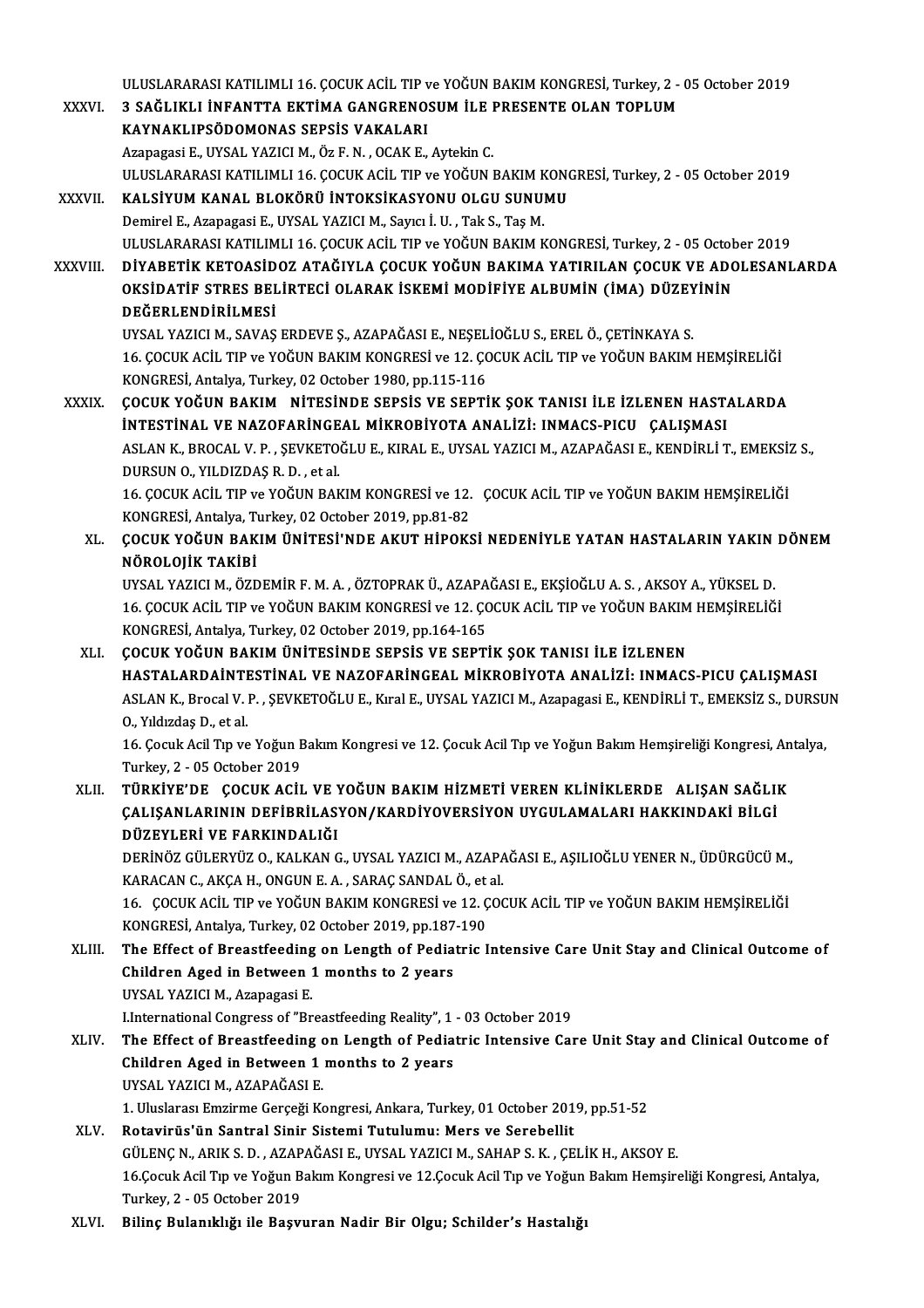ULUSLARARASI KATILIMLI 16. ÇOCUK ACİL TIP ve YOĞUN BAKIM KONGRESİ, Turkey, 2 - 05 October 2019

XXXVI. **3 SAĞLIKLI İNFANTTA EKTİMA GANGRENOSUM İLE PRESENTE OLAN TOPLUM KAYNAKLIPSÖDOMONAS SEPSİS VAKALARI**
Azapagasi E., UYSAL YAZICI M., Öz F. N. , OCAK E., Aytekin C.
ULUSLARARASI KATILIMLI 16. ÇOCUK ACİL TIP ve YOĞUN BAKIM KONGRESİ, Turkey, 2 - 05 October 2019

XXXVII. **KALSİYUM KANAL BLOKÖRÜ İNTOKSİKASYONU OLGU SUNUMU**
Demirel E., Azapagasi E., UYSAL YAZICI M., Sayıcı İ. U. , Tak S., Taş M.
ULUSLARARASI KATILIMLI 16. ÇOCUK ACİL TIP ve YOĞUN BAKIM KONGRESİ, Turkey, 2 - 05 October 2019

XXXVIII. **DİYABETİK KETOASİDOZ ATAĞIYLA ÇOCUK YOĞUN BAKIMA YATIRILAN ÇOCUK VE ADOLESANLARDA OKSİDATİF STRES BELİRTECİ OLARAK İSKEMİ MODİFİYE ALBUMİN (İMA) DÜZEYİNİN DEĞERLENDİRİLMESİ**
UYSAL YAZICI M., SAVAŞ ERDEVE Ş., AZAPAĞASI E., NEŞELİOĞLU S., EREL Ö., ÇETİNKAYA S.
16. ÇOCUK ACİL TIP ve YOĞUN BAKIM KONGRESİ ve 12. ÇOCUK ACİL TIP ve YOĞUN BAKIM HEMŞİRELİĞİ KONGRESİ, Antalya, Turkey, 02 October 1980, pp.115-116

XXXIX. **ÇOCUK YOĞUN BAKIM NİTESİNDE SEPSİS VE SEPTİK ŞOK TANISI İLE İZLENEN HASTALARDA İNTESTİNAL VE NAZOFARİNGEAL MİKROBİYOTA ANALİZİ: INMACS-PICU ÇALIŞMASI**
ASLAN K., BROCAL V. P. , ŞEVKETOĞLU E., KIRAL E., UYSAL YAZICI M., AZAPAĞASI E., KENDİRLİ T., EMEKSİZ S., DURSUN O., YILDIZDAŞ R. D. , et al.
16. ÇOCUK ACİL TIP ve YOĞUN BAKIM KONGRESİ ve 12. ÇOCUK ACİL TIP ve YOĞUN BAKIM HEMŞİRELİĞİ KONGRESİ, Antalya, Turkey, 02 October 2019, pp.81-82

XL. **ÇOCUK YOĞUN BAKIM ÜNİTESİ'NDE AKUT HİPOKSİ NEDENİYLE YATAN HASTALARIN YAKIN DÖNEM NÖROLOJİK TAKİBİ**
UYSAL YAZICI M., ÖZDEMİR F. M. A. , ÖZTOPRAK Ü., AZAPAĞASI E., EKŞİOĞLU A. S. , AKSOY A., YÜKSEL D.
16. ÇOCUK ACİL TIP ve YOĞUN BAKIM KONGRESİ ve 12. ÇOCUK ACİL TIP ve YOĞUN BAKIM HEMŞİRELİĞİ KONGRESİ, Antalya, Turkey, 02 October 2019, pp.164-165

XLI. **ÇOCUK YOĞUN BAKIM ÜNİTESİNDE SEPSİS VE SEPTİK ŞOK TANISI İLE İZLENEN HASTALARDAİNTESTİNAL VE NAZOFARİNGEAL MİKROBİYOTA ANALİZİ: INMACS-PICU ÇALIŞMASI**
ASLAN K., Brocal V. P. , ŞEVKETOĞLU E., Kıral E., UYSAL YAZICI M., Azapagasi E., KENDİRLİ T., EMEKSİZ S., DURSUN O., Yıldızdaş D., et al.
16. Çocuk Acil Tıp ve Yoğun Bakım Kongresi ve 12. Çocuk Acil Tıp ve Yoğun Bakım Hemşireliği Kongresi, Antalya, Turkey, 2 - 05 October 2019

XLII. **TÜRKİYE'DE ÇOCUK ACİL VE YOĞUN BAKIM HİZMETİ VEREN KLİNİKLERDE ALIŞAN SAĞLIK ÇALIŞANLARININ DEFİBRİLASYON/KARDİYOVERSİYON UYGULAMALARI HAKKINDAKİ BİLGİ DÜZEYLERİ VE FARKINDALIĞI**
DERİNÖZ GÜLERYÜZ O., KALKAN G., UYSAL YAZICI M., AZAPAĞASI E., AŞILIOĞLU YENER N., ÜDÜRGÜCÜ M., KARACAN C., AKÇA H., ONGUN E. A. , SARAÇ SANDAL Ö., et al.
16. ÇOCUK ACİL TIP ve YOĞUN BAKIM KONGRESİ ve 12. ÇOCUK ACİL TIP ve YOĞUN BAKIM HEMŞİRELİĞİ KONGRESİ, Antalya, Turkey, 02 October 2019, pp.187-190

XLIII. **The Effect of Breastfeeding on Length of Pediatric Intensive Care Unit Stay and Clinical Outcome of Children Aged in Between 1 months to 2 years**
UYSAL YAZICI M., Azapagasi E.
I.International Congress of "Breastfeeding Reality", 1 - 03 October 2019

XLIV. **The Effect of Breastfeeding on Length of Pediatric Intensive Care Unit Stay and Clinical Outcome of Children Aged in Between 1 months to 2 years**
UYSAL YAZICI M., AZAPAĞASI E.
1. Uluslarası Emzirme Gerçeği Kongresi, Ankara, Turkey, 01 October 2019, pp.51-52

XLV. **Rotavirüs'ün Santral Sinir Sistemi Tutulumu: Mers ve Serebellit**
GÜLENÇ N., ARIK S. D. , AZAPAĞASI E., UYSAL YAZICI M., SAHAP S. K. , ÇELİK H., AKSOY E.
16.Çocuk Acil Tıp ve Yoğun Bakım Kongresi ve 12.Çocuk Acil Tıp ve Yoğun Bakım Hemşireliği Kongresi, Antalya, Turkey, 2 - 05 October 2019

XLVI. **Bilinç Bulanıklığı ile Başvuran Nadir Bir Olgu; Schilder's Hastalığı**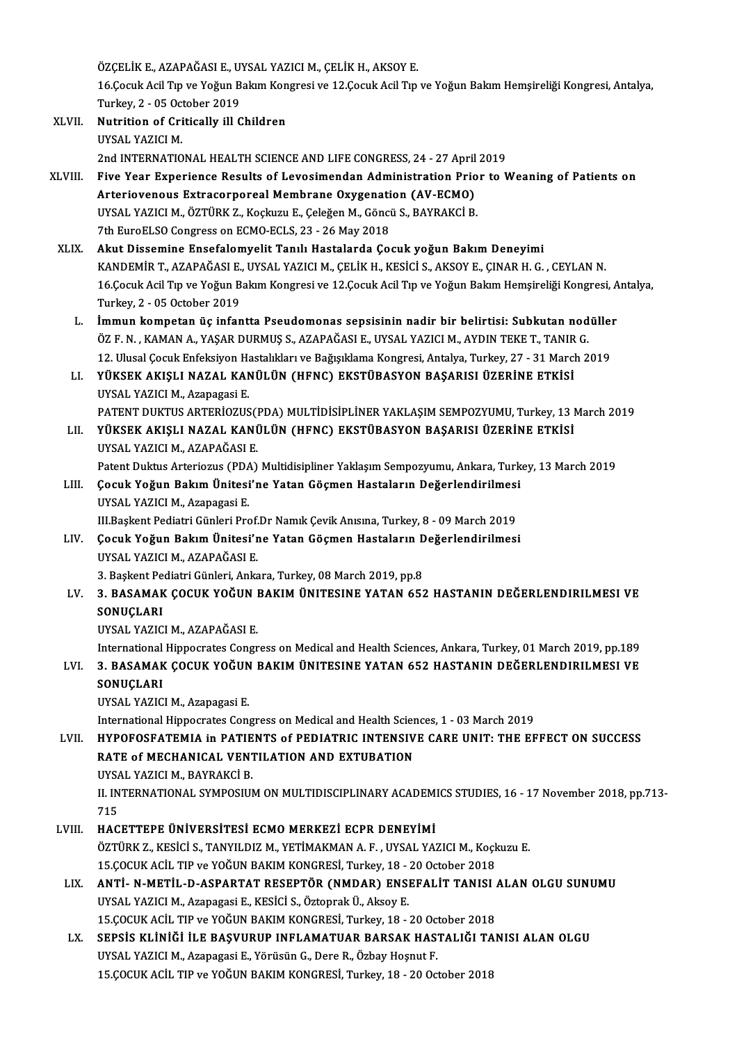ÖZÇELİK E., AZAPAĞASI E., UYSAL YAZICI M., ÇELİK H., AKSOY E.
16.Çocuk Acil Tıp ve Yoğun Bakım Kongresi ve 12.Çocuk Acil Tıp ve Yoğun Bakım Hemşireliği Kongresi, Antalya, Turkey, 2 - 05 October 2019

XLVII. **Nutrition of Critically ill Children**
UYSAL YAZICI M.
2nd INTERNATIONAL HEALTH SCIENCE AND LIFE CONGRESS, 24 - 27 April 2019

XLVIII. **Five Year Experience Results of Levosimendan Administration Prior to Weaning of Patients on Arteriovenous Extracorporeal Membrane Oxygenation (AV-ECMO)**
UYSAL YAZICI M., ÖZTÜRK Z., Koçkuzu E., Çeleğen M., Göncü S., BAYRAKCİ B.
7th EuroELSO Congress on ECMO-ECLS, 23 - 26 May 2018

XLIX. **Akut Dissemine Ensefalomyelit Tanılı Hastalarda Çocuk yoğun Bakım Deneyimi**
KANDEMİR T., AZAPAĞASI E., UYSAL YAZICI M., ÇELİK H., KESİCİ S., AKSOY E., ÇINAR H. G. , CEYLAN N.
16.Çocuk Acil Tıp ve Yoğun Bakım Kongresi ve 12.Çocuk Acil Tıp ve Yoğun Bakım Hemşireliği Kongresi, Antalya, Turkey, 2 - 05 October 2019

L. **İmmun kompetan üç infantta Pseudomonas sepsisinin nadir bir belirtisi: Subkutan nodüller**
ÖZ F. N. , KAMAN A., YAŞAR DURMUŞ S., AZAPAĞASI E., UYSAL YAZICI M., AYDIN TEKE T., TANIR G.
12. Ulusal Çocuk Enfeksiyon Hastalıkları ve Bağışıklama Kongresi, Antalya, Turkey, 27 - 31 March 2019

LI. **YÜKSEK AKIŞLI NAZAL KANÜLÜN (HFNC) EKSTÜBASYON BAŞARISI ÜZERİNE ETKİSİ**
UYSAL YAZICI M., Azapagasi E.
PATENT DUKTUS ARTERİOZUS(PDA) MULTİDİSİPLİNER YAKLAŞIM SEMPOZYUMU, Turkey, 13 March 2019

LII. **YÜKSEK AKIŞLI NAZAL KANÜLÜN (HFNC) EKSTÜBASYON BAŞARISI ÜZERİNE ETKİSİ**
UYSAL YAZICI M., AZAPAĞASI E.
Patent Duktus Arteriozus (PDA) Multidisipliner Yaklaşım Sempozyumu, Ankara, Turkey, 13 March 2019

LIII. **Çocuk Yoğun Bakım Ünitesi'ne Yatan Göçmen Hastaların Değerlendirilmesi**
UYSAL YAZICI M., Azapagasi E.
III.Başkent Pediatri Günleri Prof.Dr Namık Çevik Anısına, Turkey, 8 - 09 March 2019

LIV. **Çocuk Yoğun Bakım Ünitesi'ne Yatan Göçmen Hastaların Değerlendirilmesi**
UYSAL YAZICI M., AZAPAĞASI E.
3. Başkent Pediatri Günleri, Ankara, Turkey, 08 March 2019, pp.8

LV. **3. BASAMAK ÇOCUK YOĞUN BAKIM ÜNITESINE YATAN 652 HASTANIN DEĞERLENDIRILMESI VE SONUÇLARI**
UYSAL YAZICI M., AZAPAĞASI E.
International Hippocrates Congress on Medical and Health Sciences, Ankara, Turkey, 01 March 2019, pp.189

LVI. **3. BASAMAK ÇOCUK YOĞUN BAKIM ÜNITESINE YATAN 652 HASTANIN DEĞERLENDIRILMESI VE SONUÇLARI**
UYSAL YAZICI M., Azapagasi E.
International Hippocrates Congress on Medical and Health Sciences, 1 - 03 March 2019

LVII. **HYPOFOSFATEMIA in PATIENTS of PEDIATRIC INTENSIVE CARE UNIT: THE EFFECT ON SUCCESS RATE of MECHANICAL VENTILATION AND EXTUBATION**
UYSAL YAZICI M., BAYRAKCİ B.
II. INTERNATIONAL SYMPOSIUM ON MULTIDISCIPLINARY ACADEMICS STUDIES, 16 - 17 November 2018, pp.713-715

LVIII. **HACETTEPE ÜNİVERSİTESİ ECMO MERKEZİ ECPR DENEYİMİ**
ÖZTÜRK Z., KESİCİ S., TANYILDIZ M., YETİMAKMAN A. F. , UYSAL YAZICI M., Koçkuzu E.
15.ÇOCUK ACİL TIP ve YOĞUN BAKIM KONGRESİ, Turkey, 18 - 20 October 2018

LIX. **ANTİ- N-METİL-D-ASPARTAT RESEPTÖR (NMDAR) ENSEFALİT TANISI ALAN OLGU SUNUMU**
UYSAL YAZICI M., Azapagasi E., KESİCİ S., Öztoprak Ü., Aksoy E.
15.ÇOCUK ACİL TIP ve YOĞUN BAKIM KONGRESİ, Turkey, 18 - 20 October 2018

LX. **SEPSİS KLİNİĞİ İLE BAŞVURUP INFLAMATUAR BARSAK HASTALIĞI TANISI ALAN OLGU**
UYSAL YAZICI M., Azapagasi E., Yörüsün G., Dere R., Özbay Hoşnut F.
15.ÇOCUK ACİL TIP ve YOĞUN BAKIM KONGRESİ, Turkey, 18 - 20 October 2018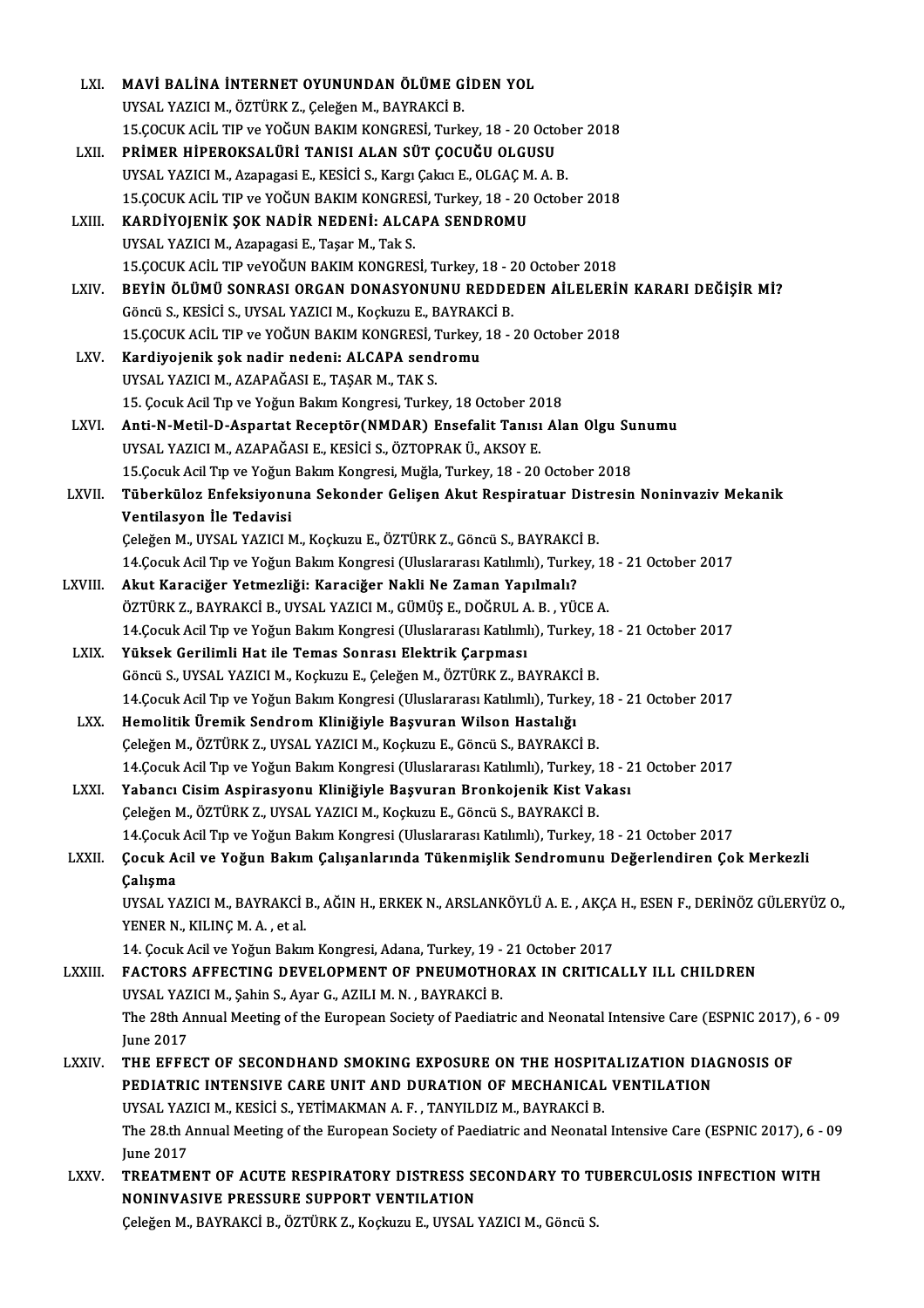LXI. **MAVİ BALİNA İNTERNET OYUNUNDAN ÖLÜME GİDEN YOL**
UYSAL YAZICI M., ÖZTÜRK Z., Çeleğen M., BAYRAKCİ B.
15.ÇOCUK ACİL TIP ve YOĞUN BAKIM KONGRESİ, Turkey, 18 - 20 October 2018

LXII. **PRİMER HİPEROKSALÜRİ TANISI ALAN SÜT ÇOCUĞU OLGUSU**
UYSAL YAZICI M., Azapagasi E., KESİCİ S., Kargı Çakıcı E., OLGAÇ M. A. B.
15.ÇOCUK ACİL TIP ve YOĞUN BAKIM KONGRESİ, Turkey, 18 - 20 October 2018

LXIII. **KARDİYOJENİK ŞOK NADİR NEDENİ: ALCAPA SENDROMU**
UYSAL YAZICI M., Azapagasi E., Taşar M., Tak S.
15.ÇOCUK ACİL TIP veYOĞUN BAKIM KONGRESİ, Turkey, 18 - 20 October 2018

LXIV. **BEYİN ÖLÜMÜ SONRASI ORGAN DONASYONUNU REDDEDEN AİLELERİN KARARI DEĞİŞİR Mİ?**
Göncü S., KESİCİ S., UYSAL YAZICI M., Koçkuzu E., BAYRAKCİ B.
15.ÇOCUK ACİL TIP ve YOĞUN BAKIM KONGRESİ, Turkey, 18 - 20 October 2018

LXV. **Kardiyojenik şok nadir nedeni: ALCAPA sendromu**
UYSAL YAZICI M., AZAPAĞASI E., TAŞAR M., TAK S.
15. Çocuk Acil Tıp ve Yoğun Bakım Kongresi, Turkey, 18 October 2018

LXVI. **Anti-N-Metil-D-Aspartat Receptör(NMDAR) Ensefalit Tanısı Alan Olgu Sunumu**
UYSAL YAZICI M., AZAPAĞASI E., KESİCİ S., ÖZTOPRAK Ü., AKSOY E.
15.Çocuk Acil Tıp ve Yoğun Bakım Kongresi, Muğla, Turkey, 18 - 20 October 2018

LXVII. **Tüberküloz Enfeksiyonuna Sekonder Gelişen Akut Respiratuar Distresin Noninvaziv Mekanik Ventilasyon İle Tedavisi**
Çeleğen M., UYSAL YAZICI M., Koçkuzu E., ÖZTÜRK Z., Göncü S., BAYRAKCİ B.
14.Çocuk Acil Tıp ve Yoğun Bakım Kongresi (Uluslararası Katılımlı), Turkey, 18 - 21 October 2017

LXVIII. **Akut Karaciğer Yetmezliği: Karaciğer Nakli Ne Zaman Yapılmalı?**
ÖZTÜRK Z., BAYRAKCİ B., UYSAL YAZICI M., GÜMÜŞ E., DOĞRUL A. B. , YÜCE A.
14.Çocuk Acil Tıp ve Yoğun Bakım Kongresi (Uluslararası Katılımlı), Turkey, 18 - 21 October 2017

LXIX. **Yüksek Gerilimli Hat ile Temas Sonrası Elektrik Çarpması**
Göncü S., UYSAL YAZICI M., Koçkuzu E., Çeleğen M., ÖZTÜRK Z., BAYRAKCİ B.
14.Çocuk Acil Tıp ve Yoğun Bakım Kongresi (Uluslararası Katılımlı), Turkey, 18 - 21 October 2017

LXX. **Hemolitik Üremik Sendrom Kliniğiyle Başvuran Wilson Hastalığı**
Çeleğen M., ÖZTÜRK Z., UYSAL YAZICI M., Koçkuzu E., Göncü S., BAYRAKCİ B.
14.Çocuk Acil Tıp ve Yoğun Bakım Kongresi (Uluslararası Katılımlı), Turkey, 18 - 21 October 2017

LXXI. **Yabancı Cisim Aspirasyonu Kliniğiyle Başvuran Bronkojenik Kist Vakası**
Çeleğen M., ÖZTÜRK Z., UYSAL YAZICI M., Koçkuzu E., Göncü S., BAYRAKCİ B.
14.Çocuk Acil Tıp ve Yoğun Bakım Kongresi (Uluslararası Katılımlı), Turkey, 18 - 21 October 2017

LXXII. **Çocuk Acil ve Yoğun Bakım Çalışanlarında Tükenmişlik Sendromunu Değerlendiren Çok Merkezli Çalışma**
UYSAL YAZICI M., BAYRAKCİ B., AĞIN H., ERKEK N., ARSLANKÖYLÜ A. E. , AKÇA H., ESEN F., DERİNÖZ GÜLERYÜZ O., YENER N., KILINÇ M. A. , et al.
14. Çocuk Acil ve Yoğun Bakım Kongresi, Adana, Turkey, 19 - 21 October 2017

LXXIII. **FACTORS AFFECTING DEVELOPMENT OF PNEUMOTHORAX IN CRITICALLY ILL CHILDREN**
UYSAL YAZICI M., Şahin S., Ayar G., AZILI M. N. , BAYRAKCİ B.
The 28th Annual Meeting of the European Society of Paediatric and Neonatal Intensive Care (ESPNIC 2017), 6 - 09 June 2017

LXXIV. **THE EFFECT OF SECONDHAND SMOKING EXPOSURE ON THE HOSPITALIZATION DIAGNOSIS OF PEDIATRIC INTENSIVE CARE UNIT AND DURATION OF MECHANICAL VENTILATION**
UYSAL YAZICI M., KESİCİ S., YETİMAKMAN A. F. , TANYILDIZ M., BAYRAKCİ B.
The 28.th Annual Meeting of the European Society of Paediatric and Neonatal Intensive Care (ESPNIC 2017), 6 - 09 June 2017

LXXV. **TREATMENT OF ACUTE RESPIRATORY DISTRESS SECONDARY TO TUBERCULOSIS INFECTION WITH NONINVASIVE PRESSURE SUPPORT VENTILATION**
Çeleğen M., BAYRAKCİ B., ÖZTÜRK Z., Koçkuzu E., UYSAL YAZICI M., Göncü S.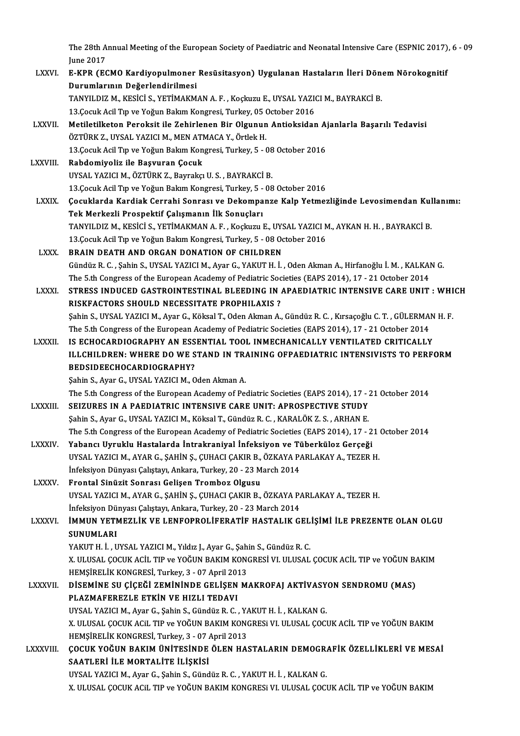The 28th Annual Meeting of the European Society of Paediatric and Neonatal Intensive Care (ESPNIC 2017), 6 - 09 June 2017

LXXVI. **E-KPR (ECMO Kardiyopulmoner Resüsitasyon) Uygulanan Hastaların İleri Dönem Nörokognitif Durumlarının Değerlendirilmesi**
TANYILDIZ M., KESİCİ S., YETİMAKMAN A. F. , Koçkuzu E., UYSAL YAZICI M., BAYRAKCİ B.
13.Çocuk Acil Tıp ve Yoğun Bakım Kongresi, Turkey, 05 October 2016

LXXVII. **Metiletilketon Peroksit ile Zehirlenen Bir Olgunun Antioksidan Ajanlarla Başarılı Tedavisi**
ÖZTÜRK Z., UYSAL YAZICI M., MEN ATMACA Y., Örtlek H.
13.Çocuk Acil Tıp ve Yoğun Bakım Kongresi, Turkey, 5 - 08 October 2016

LXXVIII. **Rabdomiyoliz ile Başvuran Çocuk**
UYSAL YAZICI M., ÖZTÜRK Z., Bayrakçı U. S. , BAYRAKCİ B.
13.Çocuk Acil Tıp ve Yoğun Bakım Kongresi, Turkey, 5 - 08 October 2016

LXXIX. **Çocuklarda Kardiak Cerrahi Sonrası ve Dekompanze Kalp Yetmezliğinde Levosimendan Kullanımı: Tek Merkezli Prospektif Çalışmanın İlk Sonuçları**
TANYILDIZ M., KESİCİ S., YETİMAKMAN A. F. , Koçkuzu E., UYSAL YAZICI M., AYKAN H. H. , BAYRAKCİ B.
13.Çocuk Acil Tıp ve Yoğun Bakım Kongresi, Turkey, 5 - 08 October 2016

LXXX. **BRAIN DEATH AND ORGAN DONATION OF CHILDREN**
Gündüz R. C. , Şahin S., UYSAL YAZICI M., Ayar G., YAKUT H. İ. , Oden Akman A., Hirfanoğlu İ. M. , KALKAN G.
The 5.th Congress of the European Academy of Pediatric Societies (EAPS 2014), 17 - 21 October 2014

LXXXI. **STRESS INDUCED GASTROINTESTINAL BLEEDING IN APAEDIATRIC INTENSIVE CARE UNIT : WHICH RISKFACTORS SHOULD NECESSITATE PROPHILAXIS ?**
Şahin S., UYSAL YAZICI M., Ayar G., Köksal T., Oden Akman A., Gündüz R. C. , Kırsaçoğlu C. T. , GÜLERMAN H. F.
The 5.th Congress of the European Academy of Pediatric Societies (EAPS 2014), 17 - 21 October 2014

LXXXII. **IS ECHOCARDIOGRAPHY AN ESSENTIAL TOOL INMECHANICALLY VENTILATED CRITICALLY ILLCHILDREN: WHERE DO WE STAND IN TRAINING OFPAEDIATRIC INTENSIVISTS TO PERFORM BEDSIDEECHOCARDIOGRAPHY?**
Şahin S., Ayar G., UYSAL YAZICI M., Oden Akman A.
The 5.th Congress of the European Academy of Pediatric Societies (EAPS 2014), 17 - 21 October 2014

LXXXIII. **SEIZURES IN A PAEDIATRIC INTENSIVE CARE UNIT: APROSPECTIVE STUDY**
Şahin S., Ayar G., UYSAL YAZICI M., Köksal T., Gündüz R. C. , KARALÖK Z. S. , ARHAN E.
The 5.th Congress of the European Academy of Pediatric Societies (EAPS 2014), 17 - 21 October 2014

LXXXIV. **Yabancı Uyruklu Hastalarda İntrakraniyal İnfeksiyon ve Tüberküloz Gerçeği**
UYSAL YAZICI M., AYAR G., ŞAHİN Ş., ÇUHACI ÇAKIR B., ÖZKAYA PARLAKAY A., TEZER H.
İnfeksiyon Dünyası Çalıştayı, Ankara, Turkey, 20 - 23 March 2014

LXXXV. **Frontal Sinüzit Sonrası Gelişen Tromboz Olgusu**
UYSAL YAZICI M., AYAR G., ŞAHİN Ş., ÇUHACI ÇAKIR B., ÖZKAYA PARLAKAY A., TEZER H.
İnfeksiyon Dünyası Çalıştayı, Ankara, Turkey, 20 - 23 March 2014

LXXXVI. **İMMUN YETMEZLİK VE LENFOPROLİFERATİF HASTALIK GELİŞİMİ İLE PREZENTE OLAN OLGU SUNUMLARI**
YAKUT H. İ. , UYSAL YAZICI M., Yıldız J., Ayar G., Şahin S., Gündüz R. C.
X. ULUSAL ÇOCUK ACİL TIP ve YOĞUN BAKIM KONGRESİ VI. ULUSAL ÇOCUK ACİL TIP ve YOĞUN BAKIM HEMŞİRELİK KONGRESİ, Turkey, 3 - 07 April 2013

LXXXVII. **DİSEMİNE SU ÇİÇEĞİ ZEMİNİNDE GELİŞEN MAKROFAJ AKTİVASYON SENDROMU (MAS) PLAZMAFEREZLE ETKİN VE HIZLI TEDAVI**
UYSAL YAZICI M., Ayar G., Şahin S., Gündüz R. C. , YAKUT H. İ. , KALKAN G.
X. ULUSAL ÇOCUK ACiL TIP ve YOĞUN BAKIM KONGRESi VI. ULUSAL ÇOCUK ACİL TIP ve YOĞUN BAKIM HEMŞİRELİK KONGRESİ, Turkey, 3 - 07 April 2013

LXXXVIII. **ÇOCUK YOĞUN BAKIM ÜNİTESİNDE ÖLEN HASTALARIN DEMOGRAFİK ÖZELLİKLERİ VE MESAİ SAATLERİ İLE MORTALİTE İLİŞKİSİ**
UYSAL YAZICI M., Ayar G., Şahin S., Gündüz R. C. , YAKUT H. İ. , KALKAN G.
X. ULUSAL ÇOCUK ACiL TIP ve YOĞUN BAKIM KONGRESi VI. ULUSAL ÇOCUK ACİL TIP ve YOĞUN BAKIM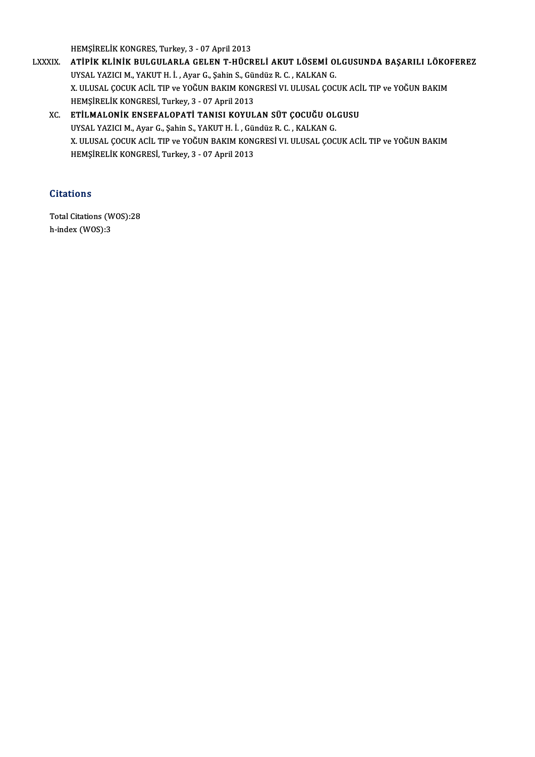HEMŞİRELİK KONGRES, Turkey, 3 - 07 April 2013

LXXXIX. **ATİPİK KLİNİK BULGULARLA GELEN T-HÜCRELİ AKUT LÖSEMİ OLGUSUNDA BAŞARILI LÖKOFEREZ**
UYSAL YAZICI M., YAKUT H. İ. , Ayar G., Şahin S., Gündüz R. C. , KALKAN G.
X. ULUSAL ÇOCUK ACİL TIP ve YOĞUN BAKIM KONGRESİ VI. ULUSAL ÇOCUK ACİL TIP ve YOĞUN BAKIM HEMŞİRELİK KONGRESİ, Turkey, 3 - 07 April 2013

XC. **ETİLMALONİK ENSEFALOPATİ TANISI KOYULAN SÜT ÇOCUĞU OLGUSU**
UYSAL YAZICI M., Ayar G., Şahin S., YAKUT H. İ. , Gündüz R. C. , KALKAN G.
X. ULUSAL ÇOCUK ACİL TIP ve YOĞUN BAKIM KONGRESİ VI. ULUSAL ÇOCUK ACİL TIP ve YOĞUN BAKIM HEMŞİRELİK KONGRESİ, Turkey, 3 - 07 April 2013

## Citations

Total Citations (WOS):28
h-index (WOS):3